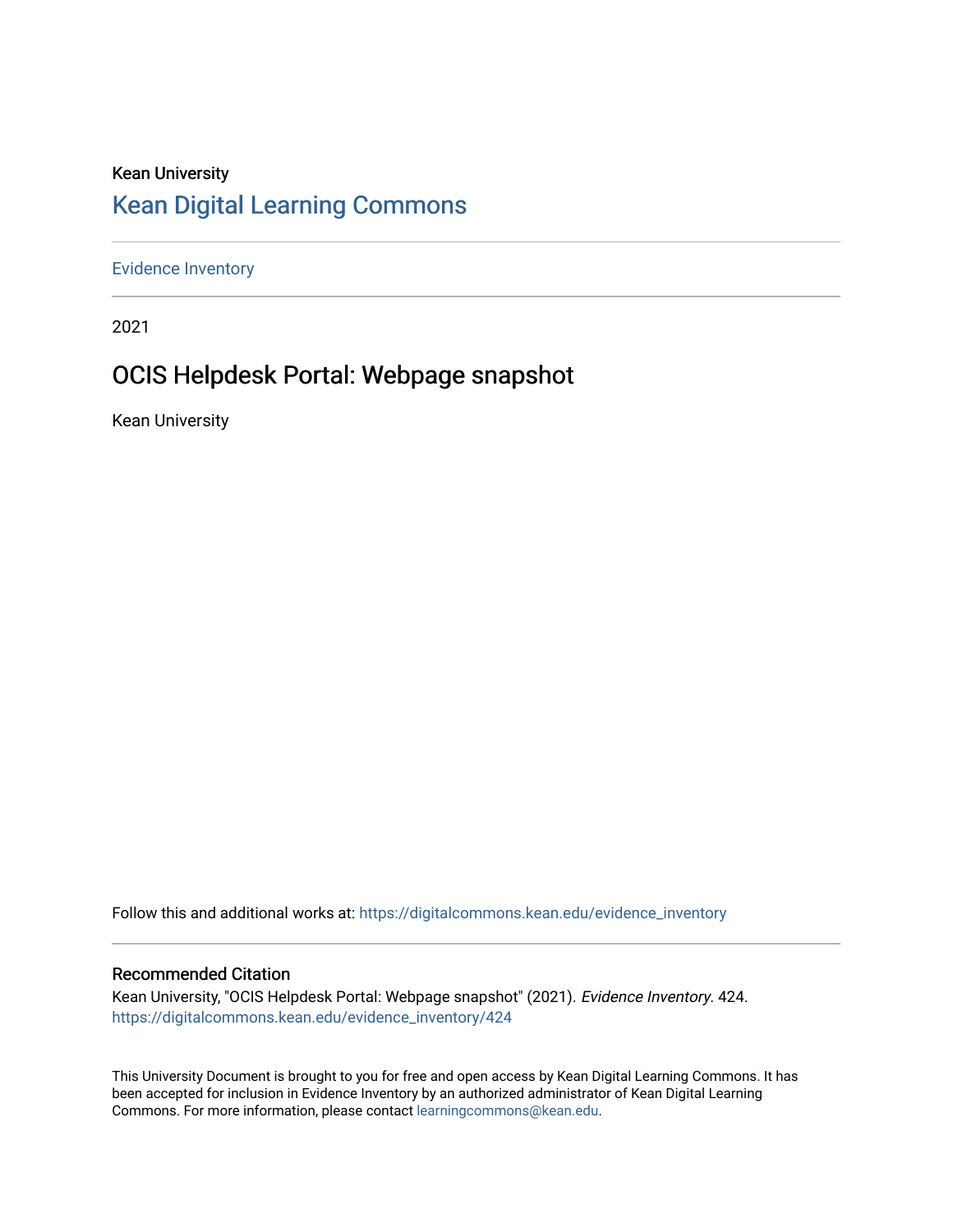Kean University

# Kean Digital Learning Commons

Evidence Inventory

2021

## OCIS Helpdesk Portal: Webpage snapshot

Kean University

Follow this and additional works at: https://digitalcommons.kean.edu/evidence_inventory

### Recommended Citation

Kean University, "OCIS Helpdesk Portal: Webpage snapshot" (2021). *Evidence Inventory*. 424.
https://digitalcommons.kean.edu/evidence_inventory/424

This University Document is brought to you for free and open access by Kean Digital Learning Commons. It has been accepted for inclusion in Evidence Inventory by an authorized administrator of Kean Digital Learning Commons. For more information, please contact learningcommons@kean.edu.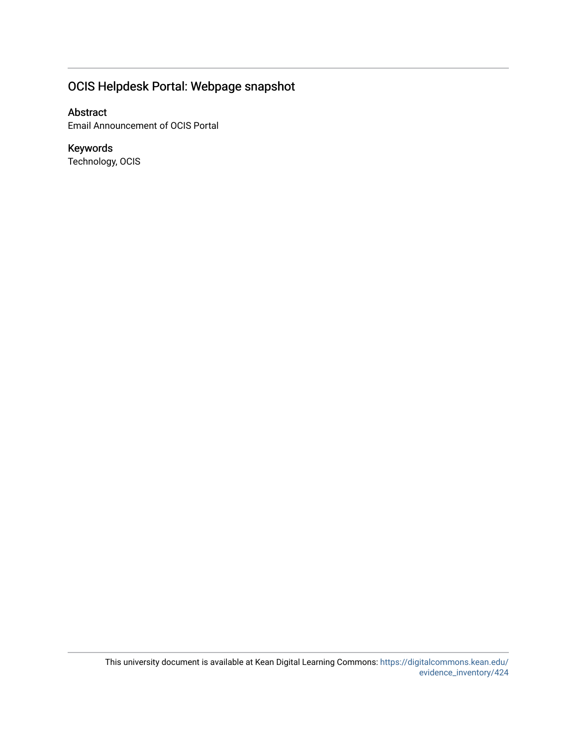## OCIS Helpdesk Portal: Webpage snapshot

### Abstract

Email Announcement of OCIS Portal

### Keywords

Technology, OCIS

This university document is available at Kean Digital Learning Commons: https://digitalcommons.kean.edu/evidence_inventory/424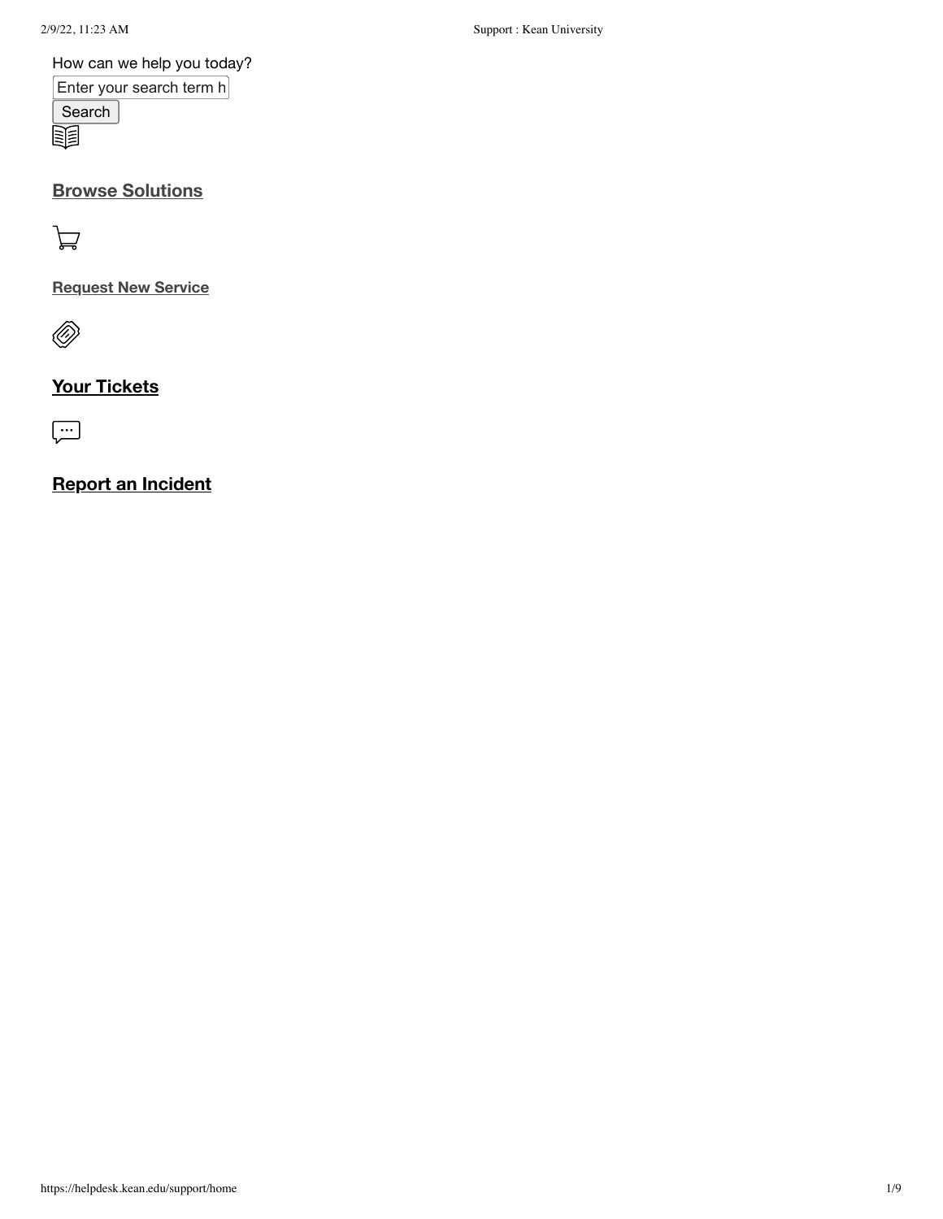How can we help you today?

Enter your search term h

Search

## Browse Solutions

**Request New Service**

## Your Tickets

## Report an Incident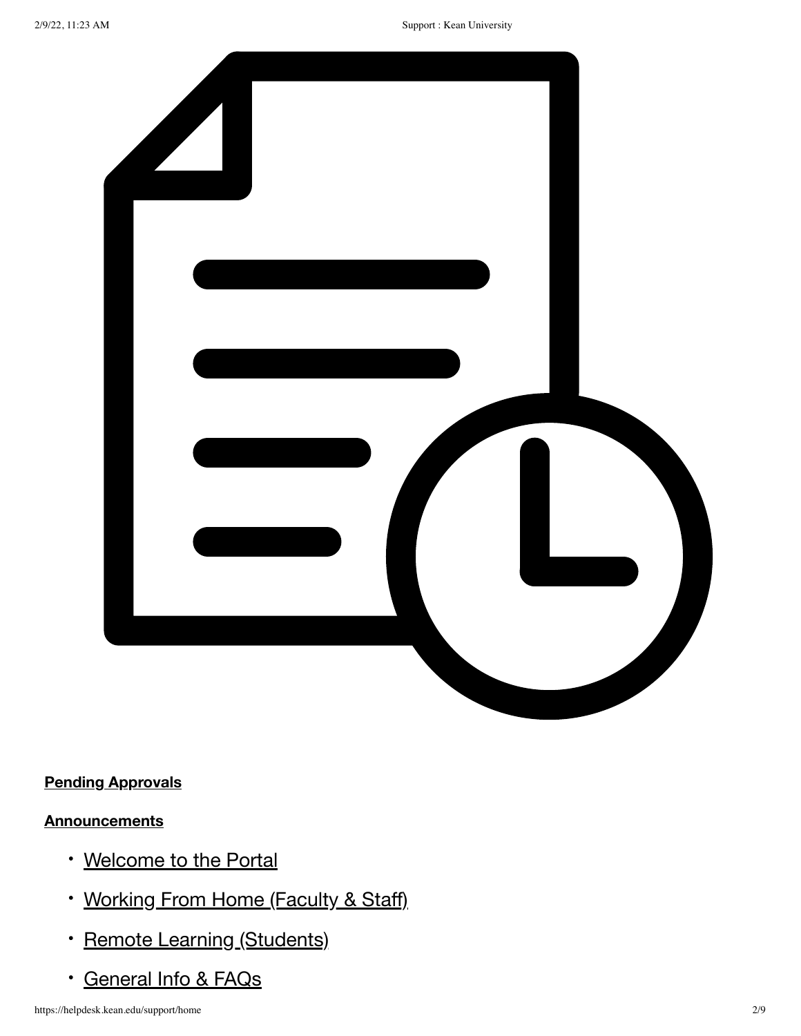**Pending Approvals**

**Announcements**

- Welcome to the Portal
- Working From Home (Faculty & Staff)
- Remote Learning (Students)
- General Info & FAQs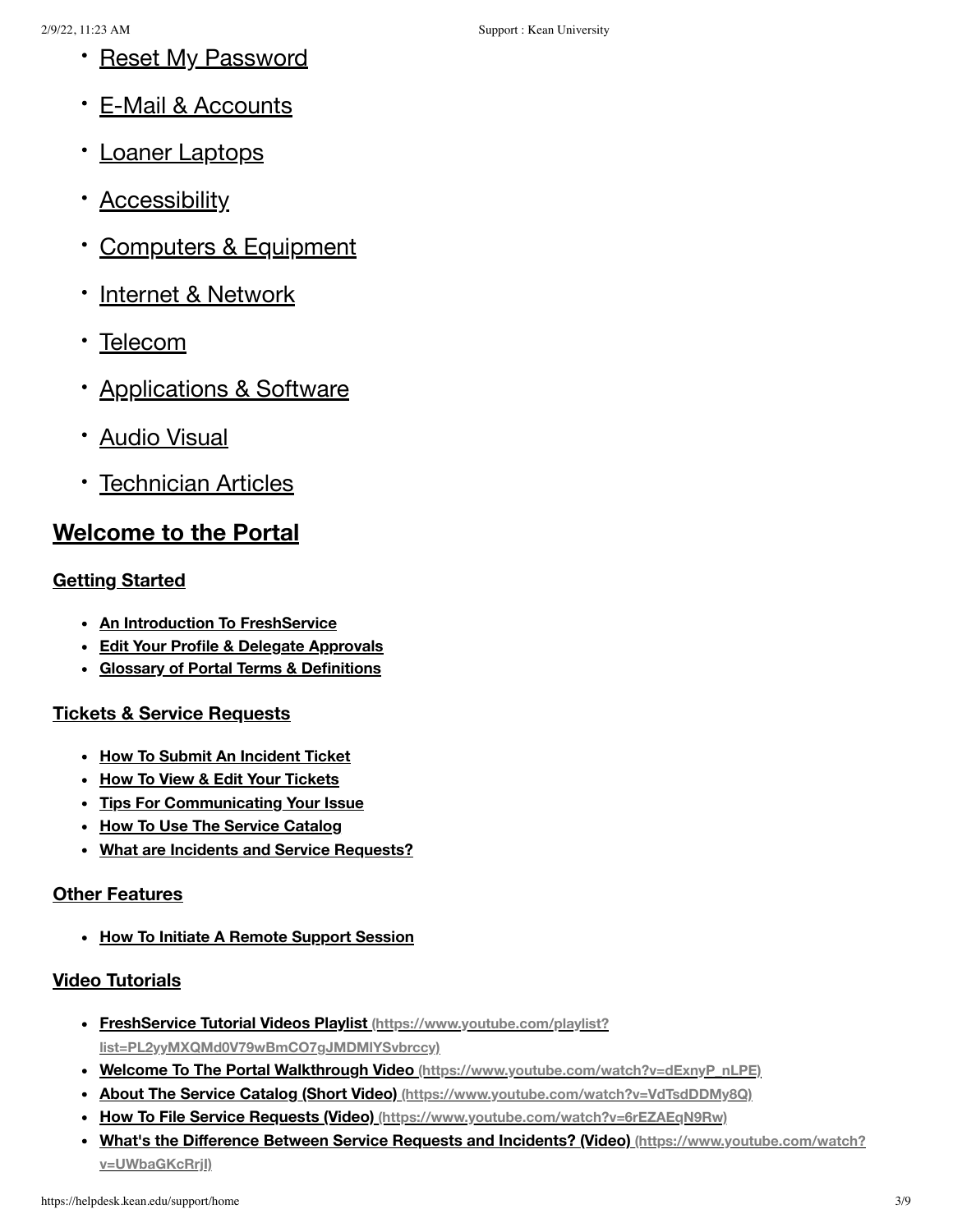- Reset My Password
- E-Mail & Accounts
- Loaner Laptops
- Accessibility
- Computers & Equipment
- Internet & Network
- Telecom
- Applications & Software
- Audio Visual
- Technician Articles

## Welcome to the Portal

### Getting Started

- **An Introduction To FreshService**
- **Edit Your Profile & Delegate Approvals**
- **Glossary of Portal Terms & Definitions**

### Tickets & Service Requests

- **How To Submit An Incident Ticket**
- **How To View & Edit Your Tickets**
- **Tips For Communicating Your Issue**
- **How To Use The Service Catalog**
- **What are Incidents and Service Requests?**

### Other Features

- **How To Initiate A Remote Support Session**

### Video Tutorials

- **FreshService Tutorial Videos Playlist** (https://www.youtube.com/playlist?list=PL2yyMXQMd0V79wBmCO7gJMDMlYSvbrccy)
- **Welcome To The Portal Walkthrough Video** (https://www.youtube.com/watch?v=dExnyP_nLPE)
- **About The Service Catalog (Short Video)** (https://www.youtube.com/watch?v=VdTsdDDMy8Q)
- **How To File Service Requests (Video)** (https://www.youtube.com/watch?v=6rEZAEqN9Rw)
- **What's the Difference Between Service Requests and Incidents? (Video)** (https://www.youtube.com/watch?v=UWbaGKcRrjI)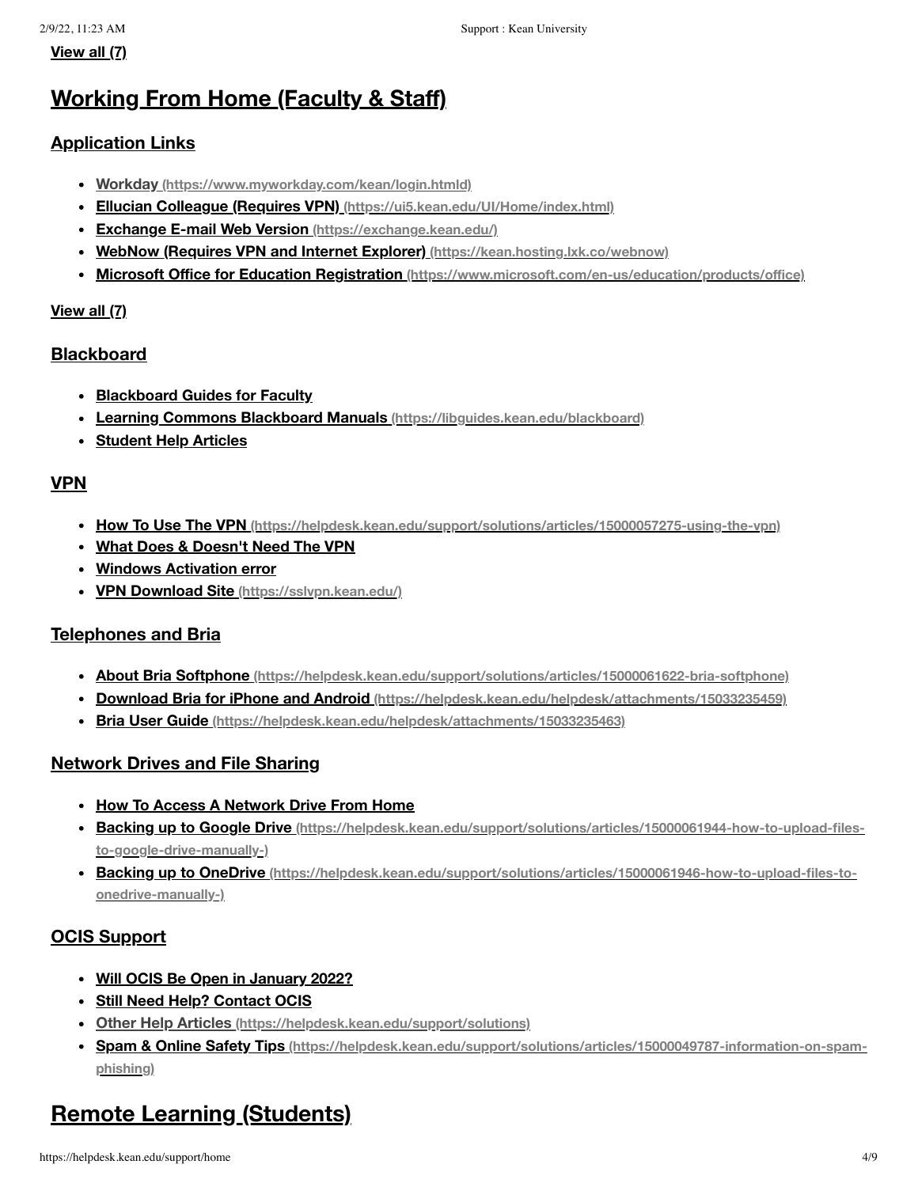**View all (7)**

# Working From Home (Faculty & Staff)

## Application Links

- **Workday (https://www.myworkday.com/kean/login.htmld)**
- **Ellucian Colleague (Requires VPN) (https://ui5.kean.edu/UI/Home/index.html)**
- **Exchange E-mail Web Version (https://exchange.kean.edu/)**
- **WebNow (Requires VPN and Internet Explorer) (https://kean.hosting.lxk.co/webnow)**
- **Microsoft Office for Education Registration (https://www.microsoft.com/en-us/education/products/office)**

**View all (7)**

## Blackboard

- **Blackboard Guides for Faculty**
- **Learning Commons Blackboard Manuals (https://libguides.kean.edu/blackboard)**
- **Student Help Articles**

## VPN

- **How To Use The VPN (https://helpdesk.kean.edu/support/solutions/articles/15000057275-using-the-vpn)**
- **What Does & Doesn't Need The VPN**
- **Windows Activation error**
- **VPN Download Site (https://sslvpn.kean.edu/)**

## Telephones and Bria

- **About Bria Softphone (https://helpdesk.kean.edu/support/solutions/articles/15000061622-bria-softphone)**
- **Download Bria for iPhone and Android (https://helpdesk.kean.edu/helpdesk/attachments/15033235459)**
- **Bria User Guide (https://helpdesk.kean.edu/helpdesk/attachments/15033235463)**

## Network Drives and File Sharing

- **How To Access A Network Drive From Home**
- **Backing up to Google Drive (https://helpdesk.kean.edu/support/solutions/articles/15000061944-how-to-upload-files-to-google-drive-manually-)**
- **Backing up to OneDrive (https://helpdesk.kean.edu/support/solutions/articles/15000061946-how-to-upload-files-to-onedrive-manually-)**

## OCIS Support

- **Will OCIS Be Open in January 2022?**
- **Still Need Help? Contact OCIS**
- **Other Help Articles (https://helpdesk.kean.edu/support/solutions)**
- **Spam & Online Safety Tips (https://helpdesk.kean.edu/support/solutions/articles/15000049787-information-on-spam-phishing)**

# Remote Learning (Students)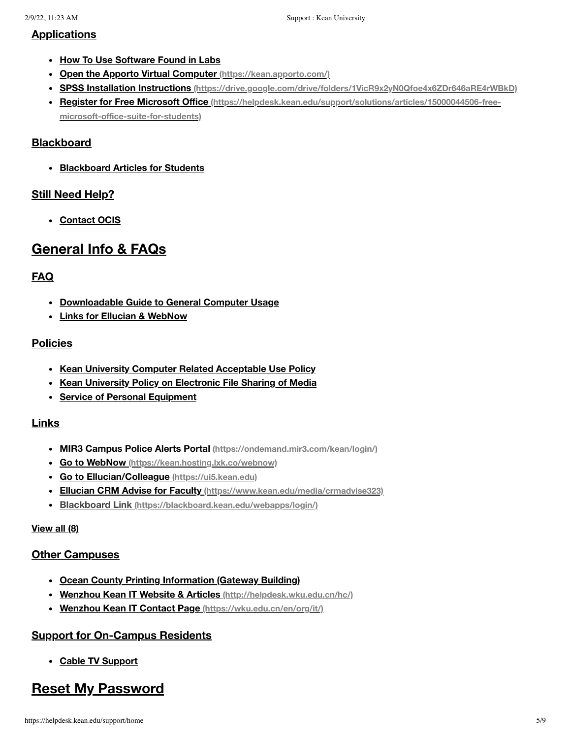### Applications

- **How To Use Software Found in Labs**
- **Open the Apporto Virtual Computer (https://kean.apporto.com/)**
- **SPSS Installation Instructions (https://drive.google.com/drive/folders/1VicR9x2yN0Qfoe4x6ZDr646aRE4rWBkD)**
- **Register for Free Microsoft Office (https://helpdesk.kean.edu/support/solutions/articles/15000044506-free-microsoft-office-suite-for-students)**

### Blackboard

- **Blackboard Articles for Students**

### Still Need Help?

- **Contact OCIS**

## General Info & FAQs

### FAQ

- **Downloadable Guide to General Computer Usage**
- **Links for Ellucian & WebNow**

### Policies

- **Kean University Computer Related Acceptable Use Policy**
- **Kean University Policy on Electronic File Sharing of Media**
- **Service of Personal Equipment**

### Links

- **MIR3 Campus Police Alerts Portal (https://ondemand.mir3.com/kean/login/)**
- **Go to WebNow (https://kean.hosting.lxk.co/webnow)**
- **Go to Ellucian/Colleague (https://ui5.kean.edu)**
- **Ellucian CRM Advise for Faculty (https://www.kean.edu/media/crmadvise323)**
- **Blackboard Link (https://blackboard.kean.edu/webapps/login/)**

**View all (8)**

### Other Campuses

- **Ocean County Printing Information (Gateway Building)**
- **Wenzhou Kean IT Website & Articles (http://helpdesk.wku.edu.cn/hc/)**
- **Wenzhou Kean IT Contact Page (https://wku.edu.cn/en/org/it/)**

### Support for On-Campus Residents

- **Cable TV Support**

## Reset My Password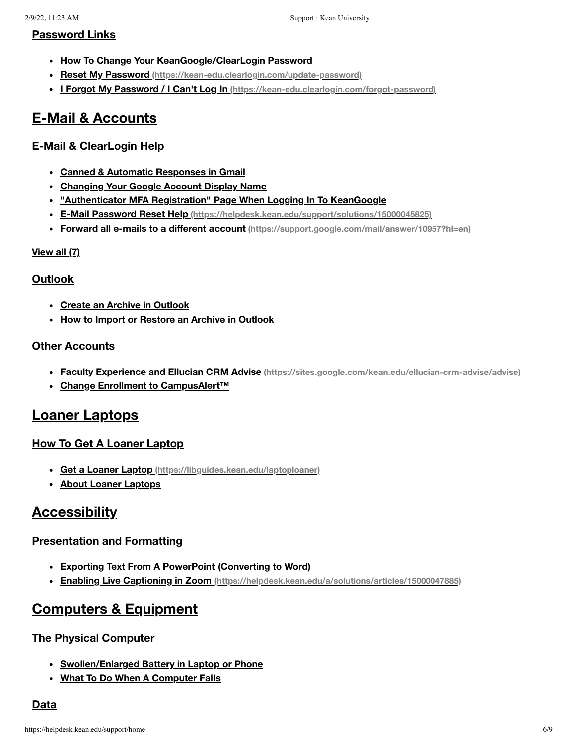### Password Links

- **How To Change Your KeanGoogle/ClearLogin Password**
- **Reset My Password (https://kean-edu.clearlogin.com/update-password)**
- **I Forgot My Password / I Can't Log In (https://kean-edu.clearlogin.com/forgot-password)**

## E-Mail & Accounts

### E-Mail & ClearLogin Help

- **Canned & Automatic Responses in Gmail**
- **Changing Your Google Account Display Name**
- **"Authenticator MFA Registration" Page When Logging In To KeanGoogle**
- **E-Mail Password Reset Help (https://helpdesk.kean.edu/support/solutions/15000045825)**
- **Forward all e-mails to a different account (https://support.google.com/mail/answer/10957?hl=en)**

**View all (7)**

### Outlook

- **Create an Archive in Outlook**
- **How to Import or Restore an Archive in Outlook**

### Other Accounts

- **Faculty Experience and Ellucian CRM Advise (https://sites.google.com/kean.edu/ellucian-crm-advise/advise)**
- **Change Enrollment to CampusAlert™**

## Loaner Laptops

### How To Get A Loaner Laptop

- **Get a Loaner Laptop (https://libguides.kean.edu/laptoploaner)**
- **About Loaner Laptops**

## Accessibility

### Presentation and Formatting

- **Exporting Text From A PowerPoint (Converting to Word)**
- **Enabling Live Captioning in Zoom (https://helpdesk.kean.edu/a/solutions/articles/15000047885)**

## Computers & Equipment

### The Physical Computer

- **Swollen/Enlarged Battery in Laptop or Phone**
- **What To Do When A Computer Falls**

### Data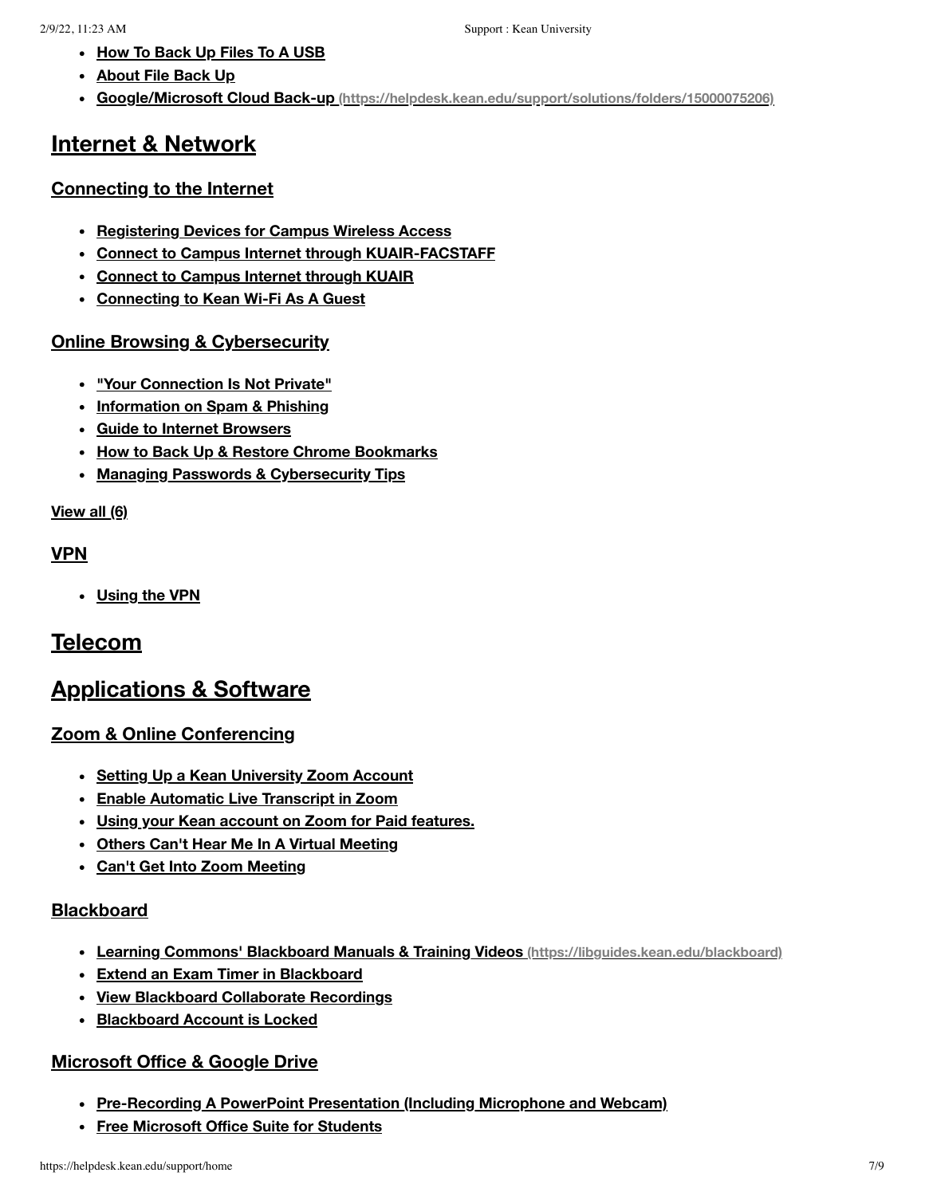- **How To Back Up Files To A USB**
- **About File Back Up**
- **Google/Microsoft Cloud Back-up (https://helpdesk.kean.edu/support/solutions/folders/15000075206)**

## Internet & Network

### Connecting to the Internet

- **Registering Devices for Campus Wireless Access**
- **Connect to Campus Internet through KUAIR-FACSTAFF**
- **Connect to Campus Internet through KUAIR**
- **Connecting to Kean Wi-Fi As A Guest**

### Online Browsing & Cybersecurity

- **"Your Connection Is Not Private"**
- **Information on Spam & Phishing**
- **Guide to Internet Browsers**
- **How to Back Up & Restore Chrome Bookmarks**
- **Managing Passwords & Cybersecurity Tips**

**View all (6)**

### VPN

- **Using the VPN**

## Telecom

## Applications & Software

### Zoom & Online Conferencing

- **Setting Up a Kean University Zoom Account**
- **Enable Automatic Live Transcript in Zoom**
- **Using your Kean account on Zoom for Paid features.**
- **Others Can't Hear Me In A Virtual Meeting**
- **Can't Get Into Zoom Meeting**

### Blackboard

- **Learning Commons' Blackboard Manuals & Training Videos (https://libguides.kean.edu/blackboard)**
- **Extend an Exam Timer in Blackboard**
- **View Blackboard Collaborate Recordings**
- **Blackboard Account is Locked**

### Microsoft Office & Google Drive

- **Pre-Recording A PowerPoint Presentation (Including Microphone and Webcam)**
- **Free Microsoft Office Suite for Students**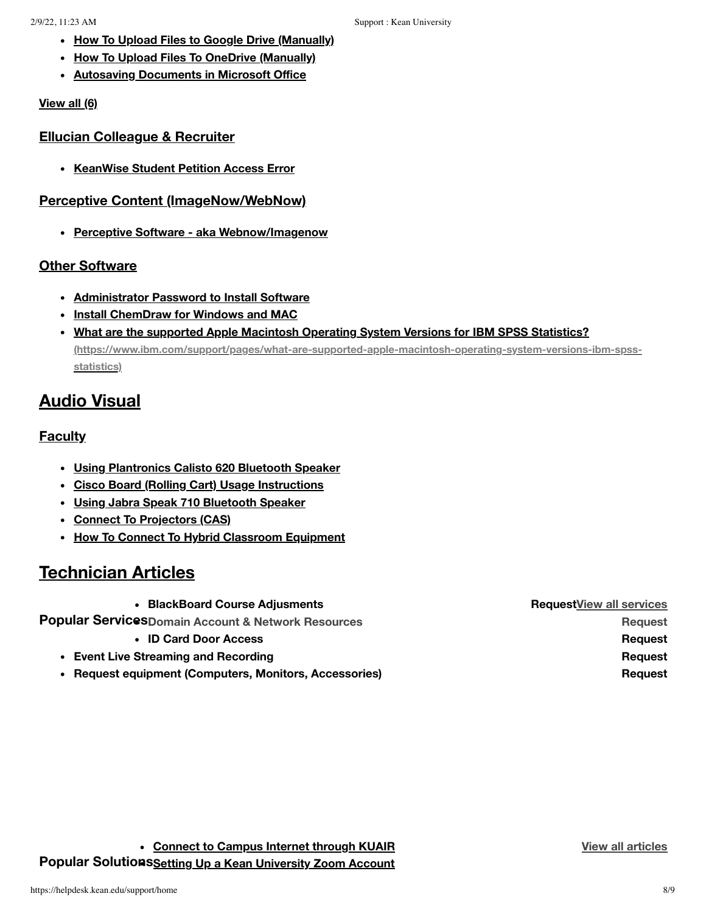- **How To Upload Files to Google Drive (Manually)**
- **How To Upload Files To OneDrive (Manually)**
- **Autosaving Documents in Microsoft Office**

**View all (6)**

### Ellucian Colleague & Recruiter

- **KeanWise Student Petition Access Error**

### Perceptive Content (ImageNow/WebNow)

- **Perceptive Software - aka Webnow/Imagenow**

### Other Software

- **Administrator Password to Install Software**
- **Install ChemDraw for Windows and MAC**
- **What are the supported Apple Macintosh Operating System Versions for IBM SPSS Statistics?** (https://www.ibm.com/support/pages/what-are-supported-apple-macintosh-operating-system-versions-ibm-spss-statistics)

## Audio Visual

### Faculty

- **Using Plantronics Calisto 620 Bluetooth Speaker**
- **Cisco Board (Rolling Cart) Usage Instructions**
- **Using Jabra Speak 710 Bluetooth Speaker**
- **Connect To Projectors (CAS)**
- **How To Connect To Hybrid Classroom Equipment**

## Technician Articles

**Popular Services** — **View all services**

- **BlackBoard Course Adjusments** — Request
- **Domain Account & Network Resources** — Request
- **ID Card Door Access** — Request
- **Event Live Streaming and Recording** — Request
- **Request equipment (Computers, Monitors, Accessories)** — Request

**Popular Solutions** — **View all articles**

- **Connect to Campus Internet through KUAIR**
- **Setting Up a Kean University Zoom Account**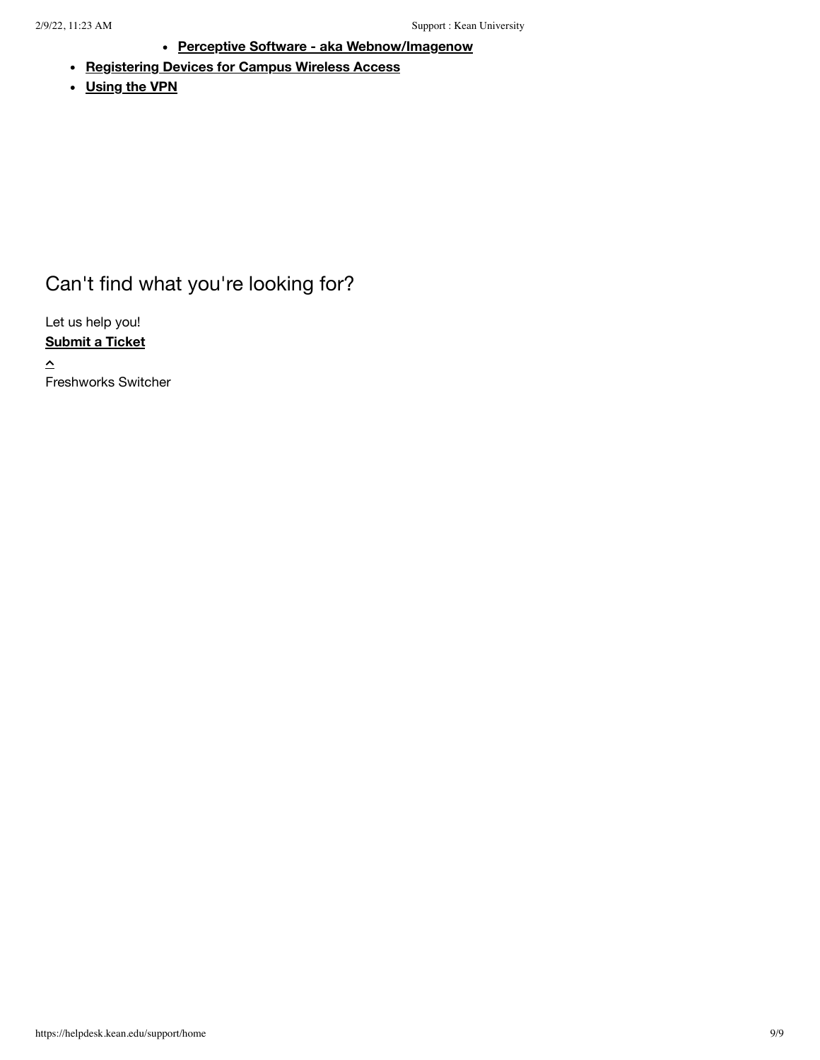- **Perceptive Software - aka Webnow/Imagenow**
- **Registering Devices for Campus Wireless Access**
- **Using the VPN**

## Can't find what you're looking for?

Let us help you!

**Submit a Ticket**

^

Freshworks Switcher